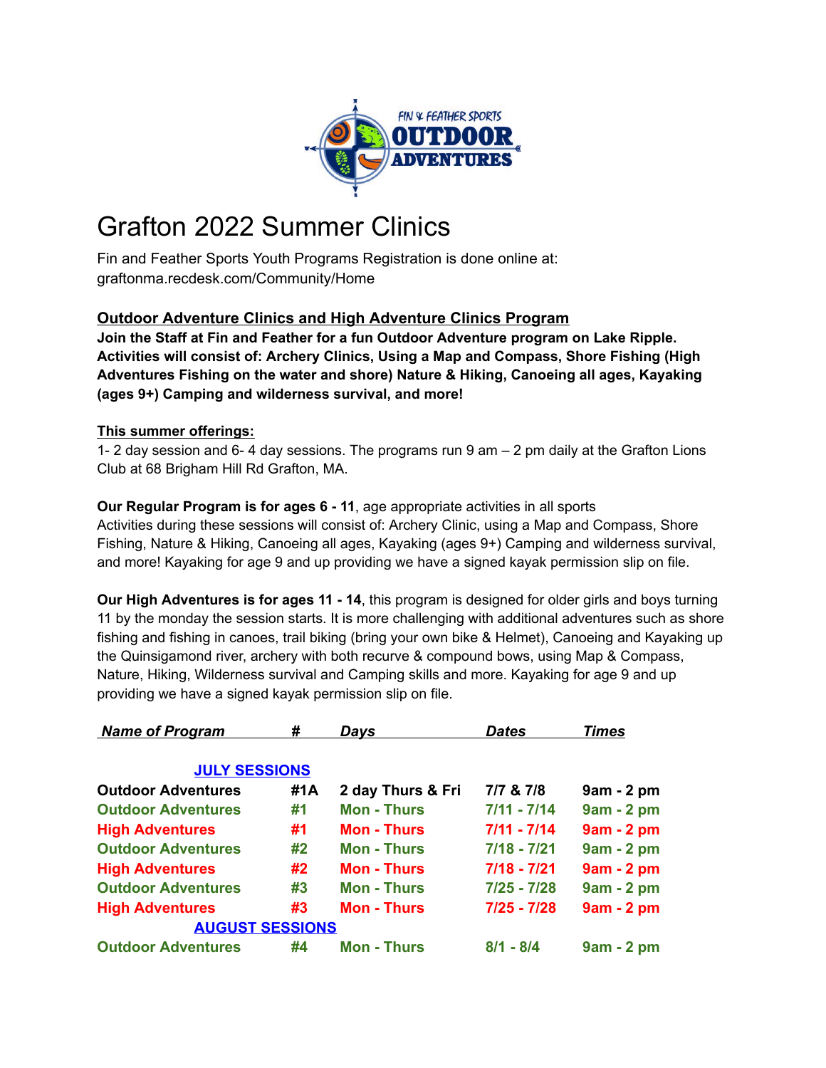# Grafton 2022 Summer Clinics

Fin and Feather Sports Youth Programs Registration is done online at: graftonma.recdesk.com/Community/Home

## Outdoor Adventure Clinics and High Adventure Clinics Program

**Join the Staff at Fin and Feather for a fun Outdoor Adventure program on Lake Ripple. Activities will consist of: Archery Clinics, Using a Map and Compass, Shore Fishing (High Adventures Fishing on the water and shore) Nature & Hiking, Canoeing all ages, Kayaking (ages 9+) Camping and wilderness survival, and more!**

### This summer offerings:

1- 2 day session and 6- 4 day sessions. The programs run 9 am – 2 pm daily at the Grafton Lions Club at 68 Brigham Hill Rd Grafton, MA.

**Our Regular Program is for ages 6 - 11**, age appropriate activities in all sports
Activities during these sessions will consist of: Archery Clinic, using a Map and Compass, Shore Fishing, Nature & Hiking, Canoeing all ages, Kayaking (ages 9+) Camping and wilderness survival, and more! Kayaking for age 9 and up providing we have a signed kayak permission slip on file.

**Our High Adventures is for ages 11 - 14**, this program is designed for older girls and boys turning 11 by the monday the session starts. It is more challenging with additional adventures such as shore fishing and fishing in canoes, trail biking (bring your own bike & Helmet), Canoeing and Kayaking up the Quinsigamond river, archery with both recurve & compound bows, using Map & Compass, Nature, Hiking, Wilderness survival and Camping skills and more. Kayaking for age 9 and up providing we have a signed kayak permission slip on file.

| *Name of Program* | *#* | *Days* | *Dates* | *Times* |
|---|---|---|---|---|
| **JULY SESSIONS** | | | | |
| **Outdoor Adventures** | **#1A** | **2 day Thurs & Fri** | **7/7 & 7/8** | **9am - 2 pm** |
| **Outdoor Adventures** | **#1** | **Mon - Thurs** | **7/11 - 7/14** | **9am - 2 pm** |
| **High Adventures** | **#1** | **Mon - Thurs** | **7/11 - 7/14** | **9am - 2 pm** |
| **Outdoor Adventures** | **#2** | **Mon - Thurs** | **7/18 - 7/21** | **9am - 2 pm** |
| **High Adventures** | **#2** | **Mon - Thurs** | **7/18 - 7/21** | **9am - 2 pm** |
| **Outdoor Adventures** | **#3** | **Mon - Thurs** | **7/25 - 7/28** | **9am - 2 pm** |
| **High Adventures** | **#3** | **Mon - Thurs** | **7/25 - 7/28** | **9am - 2 pm** |
| **AUGUST SESSIONS** | | | | |
| **Outdoor Adventures** | **#4** | **Mon - Thurs** | **8/1 - 8/4** | **9am - 2 pm** |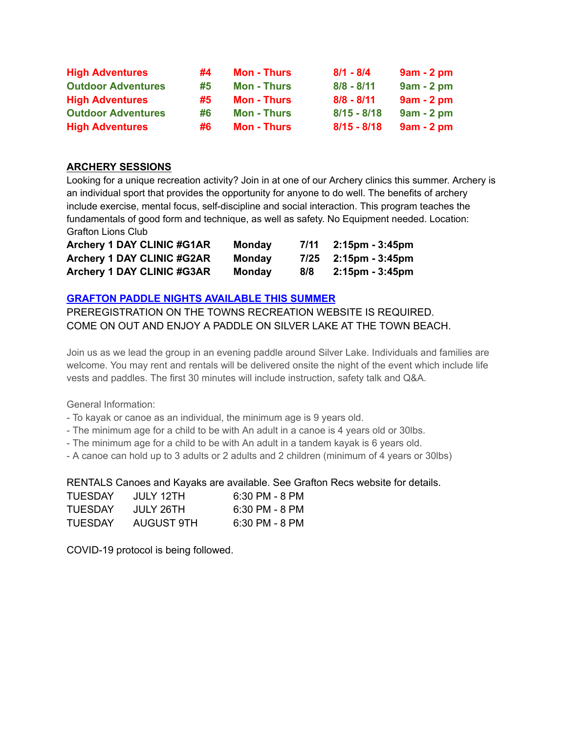| | | | | |
|---|---|---|---|---|
| **High Adventures** | **#4** | **Mon - Thurs** | **8/1 - 8/4** | **9am - 2 pm** |
| **Outdoor Adventures** | **#5** | **Mon - Thurs** | **8/8 - 8/11** | **9am - 2 pm** |
| **High Adventures** | **#5** | **Mon - Thurs** | **8/8 - 8/11** | **9am - 2 pm** |
| **Outdoor Adventures** | **#6** | **Mon - Thurs** | **8/15 - 8/18** | **9am - 2 pm** |
| **High Adventures** | **#6** | **Mon - Thurs** | **8/15 - 8/18** | **9am - 2 pm** |

## ARCHERY SESSIONS

Looking for a unique recreation activity? Join in at one of our Archery clinics this summer. Archery is an individual sport that provides the opportunity for anyone to do well. The benefits of archery include exercise, mental focus, self-discipline and social interaction. This program teaches the fundamentals of good form and technique, as well as safety. No Equipment needed. Location: Grafton Lions Club

| | | | |
|---|---|---|---|
| **Archery 1 DAY CLINIC #G1AR** | **Monday** | **7/11** | **2:15pm - 3:45pm** |
| **Archery 1 DAY CLINIC #G2AR** | **Monday** | **7/25** | **2:15pm - 3:45pm** |
| **Archery 1 DAY CLINIC #G3AR** | **Monday** | **8/8** | **2:15pm - 3:45pm** |

## GRAFTON PADDLE NIGHTS AVAILABLE THIS SUMMER

PREREGISTRATION ON THE TOWNS RECREATION WEBSITE IS REQUIRED.
COME ON OUT AND ENJOY A PADDLE ON SILVER LAKE AT THE TOWN BEACH.

Join us as we lead the group in an evening paddle around Silver Lake. Individuals and families are welcome. You may rent and rentals will be delivered onsite the night of the event which include life vests and paddles. The first 30 minutes will include instruction, safety talk and Q&A.

General Information:

- To kayak or canoe as an individual, the minimum age is 9 years old.
- The minimum age for a child to be with An adult in a canoe is 4 years old or 30lbs.
- The minimum age for a child to be with An adult in a tandem kayak is 6 years old.
- A canoe can hold up to 3 adults or 2 adults and 2 children (minimum of 4 years or 30lbs)

RENTALS Canoes and Kayaks are available. See Grafton Recs website for details.

| | | |
|---|---|---|
| TUESDAY | JULY 12TH | 6:30 PM - 8 PM |
| TUESDAY | JULY 26TH | 6:30 PM - 8 PM |
| TUESDAY | AUGUST 9TH | 6:30 PM - 8 PM |

COVID-19 protocol is being followed.